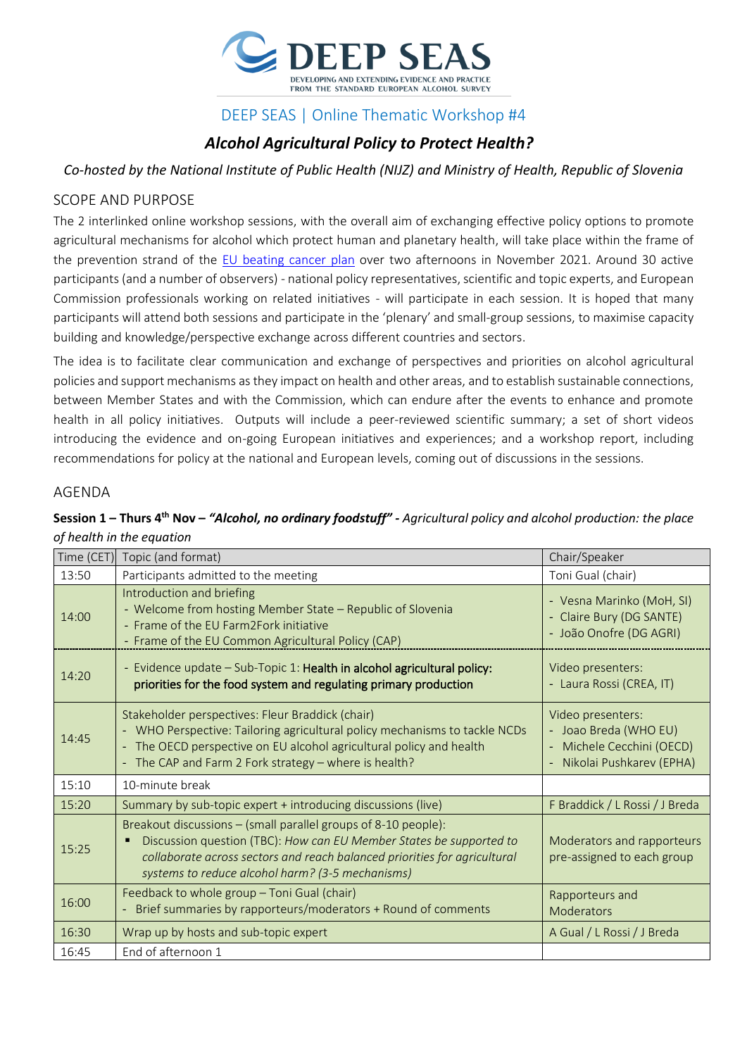# DEEP SEAS

DEVELOPING AND EXTENDING EVIDENCE AND PRACTICE FROM THE STANDARD EUROPEAN ALCOHOL SURVEY

DEEP SEAS | Online Thematic Workshop #4

## *Alcohol Agricultural Policy to Protect Health?*

*Co-hosted by the National Institute of Public Health (NIJZ) and Ministry of Health, Republic of Slovenia*

## SCOPE AND PURPOSE

The 2 interlinked online workshop sessions, with the overall aim of exchanging effective policy options to promote agricultural mechanisms for alcohol which protect human and planetary health, will take place within the frame of the prevention strand of the EU beating cancer plan over two afternoons in November 2021. Around 30 active participants (and a number of observers) - national policy representatives, scientific and topic experts, and European Commission professionals working on related initiatives - will participate in each session. It is hoped that many participants will attend both sessions and participate in the 'plenary' and small-group sessions, to maximise capacity building and knowledge/perspective exchange across different countries and sectors.

The idea is to facilitate clear communication and exchange of perspectives and priorities on alcohol agricultural policies and support mechanisms as they impact on health and other areas, and to establish sustainable connections, between Member States and with the Commission, which can endure after the events to enhance and promote health in all policy initiatives. Outputs will include a peer-reviewed scientific summary; a set of short videos introducing the evidence and on-going European initiatives and experiences; and a workshop report, including recommendations for policy at the national and European levels, coming out of discussions in the sessions.

## AGENDA

**Session 1 – Thurs 4th Nov – *"Alcohol, no ordinary foodstuff"* -** *Agricultural policy and alcohol production: the place of health in the equation*

| Time (CET) | Topic (and format) | Chair/Speaker |
|---|---|---|
| 13:50 | Participants admitted to the meeting | Toni Gual (chair) |
| 14:00 | Introduction and briefing<br>- Welcome from hosting Member State – Republic of Slovenia<br>- Frame of the EU Farm2Fork initiative<br>- Frame of the EU Common Agricultural Policy (CAP) | - Vesna Marinko (MoH, SI)<br>- Claire Bury (DG SANTE)<br>- João Onofre (DG AGRI) |
| 14:20 | - Evidence update – Sub-Topic 1: **Health in alcohol agricultural policy: priorities for the food system and regulating primary production** | Video presenters:<br>- Laura Rossi (CREA, IT) |
| 14:45 | Stakeholder perspectives: Fleur Braddick (chair)<br>- WHO Perspective: Tailoring agricultural policy mechanisms to tackle NCDs<br>- The OECD perspective on EU alcohol agricultural policy and health<br>- The CAP and Farm 2 Fork strategy – where is health? | Video presenters:<br>- Joao Breda (WHO EU)<br>- Michele Cecchini (OECD)<br>- Nikolai Pushkarev (EPHA) |
| 15:10 | 10-minute break | |
| 15:20 | Summary by sub-topic expert + introducing discussions (live) | F Braddick / L Rossi / J Breda |
| 15:25 | Breakout discussions – (small parallel groups of 8-10 people):<br>▪ Discussion question (TBC): *How can EU Member States be supported to collaborate across sectors and reach balanced priorities for agricultural systems to reduce alcohol harm? (3-5 mechanisms)* | Moderators and rapporteurs pre-assigned to each group |
| 16:00 | Feedback to whole group – Toni Gual (chair)<br>- Brief summaries by rapporteurs/moderators + Round of comments | Rapporteurs and Moderators |
| 16:30 | Wrap up by hosts and sub-topic expert | A Gual / L Rossi / J Breda |
| 16:45 | End of afternoon 1 | |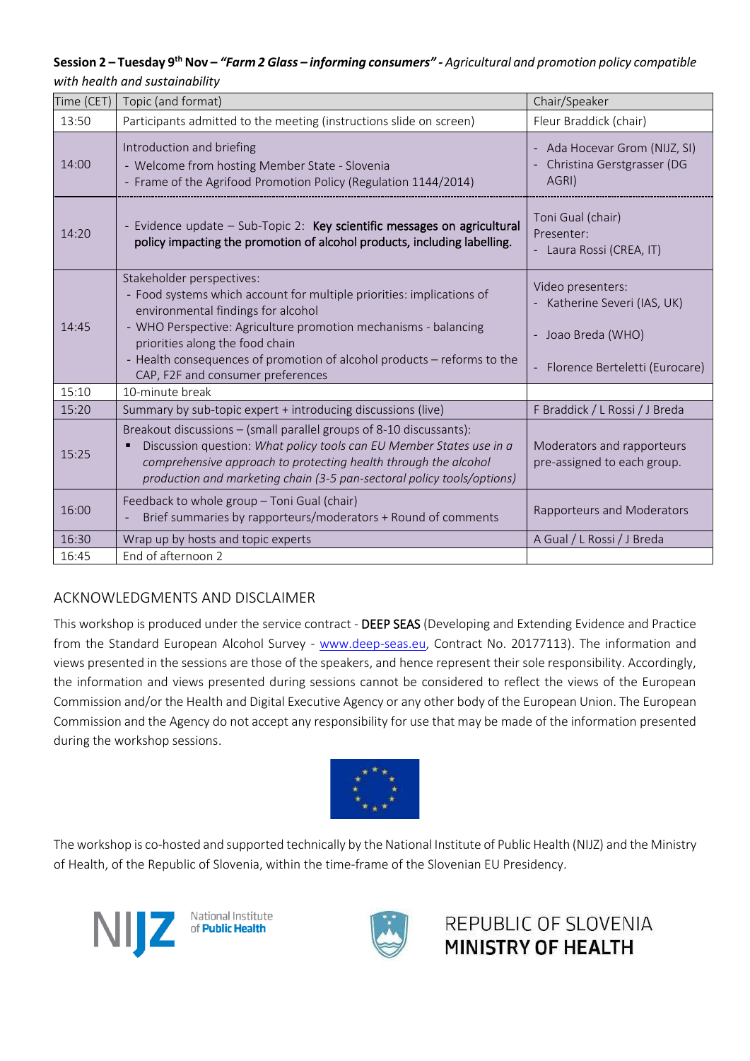**Session 2 – Tuesday 9th Nov – *"Farm 2 Glass – informing consumers"* -** *Agricultural and promotion policy compatible with health and sustainability*

| Time (CET) | Topic (and format) | Chair/Speaker |
|---|---|---|
| 13:50 | Participants admitted to the meeting (instructions slide on screen) | Fleur Braddick (chair) |
| 14:00 | Introduction and briefing<br>- Welcome from hosting Member State - Slovenia<br>- Frame of the Agrifood Promotion Policy (Regulation 1144/2014) | - Ada Hocevar Grom (NIJZ, SI)<br>- Christina Gerstgrasser (DG AGRI) |
| 14:20 | - Evidence update – Sub-Topic 2: **Key scientific messages on agricultural policy impacting the promotion of alcohol products, including labelling.** | Toni Gual (chair)<br>Presenter:<br>- Laura Rossi (CREA, IT) |
| 14:45 | Stakeholder perspectives:<br>- Food systems which account for multiple priorities: implications of environmental findings for alcohol<br>- WHO Perspective: Agriculture promotion mechanisms - balancing priorities along the food chain<br>- Health consequences of promotion of alcohol products – reforms to the CAP, F2F and consumer preferences | Video presenters:<br>- Katherine Severi (IAS, UK)<br>- Joao Breda (WHO)<br>- Florence Berteletti (Eurocare) |
| 15:10 | 10-minute break | |
| 15:20 | Summary by sub-topic expert + introducing discussions (live) | F Braddick / L Rossi / J Breda |
| 15:25 | Breakout discussions – (small parallel groups of 8-10 discussants):<br>▪ Discussion question: *What policy tools can EU Member States use in a comprehensive approach to protecting health through the alcohol production and marketing chain (3-5 pan-sectoral policy tools/options)* | Moderators and rapporteurs pre-assigned to each group. |
| 16:00 | Feedback to whole group – Toni Gual (chair)<br>- Brief summaries by rapporteurs/moderators + Round of comments | Rapporteurs and Moderators |
| 16:30 | Wrap up by hosts and topic experts | A Gual / L Rossi / J Breda |
| 16:45 | End of afternoon 2 | |

## ACKNOWLEDGMENTS AND DISCLAIMER

This workshop is produced under the service contract - DEEP SEAS (Developing and Extending Evidence and Practice from the Standard European Alcohol Survey - www.deep-seas.eu, Contract No. 20177113). The information and views presented in the sessions are those of the speakers, and hence represent their sole responsibility. Accordingly, the information and views presented during sessions cannot be considered to reflect the views of the European Commission and/or the Health and Digital Executive Agency or any other body of the European Union. The European Commission and the Agency do not accept any responsibility for use that may be made of the information presented during the workshop sessions.

The workshop is co-hosted and supported technically by the National Institute of Public Health (NIJZ) and the Ministry of Health, of the Republic of Slovenia, within the time-frame of the Slovenian EU Presidency.

NIJZ National Institute of Public Health

REPUBLIC OF SLOVENIA MINISTRY OF HEALTH